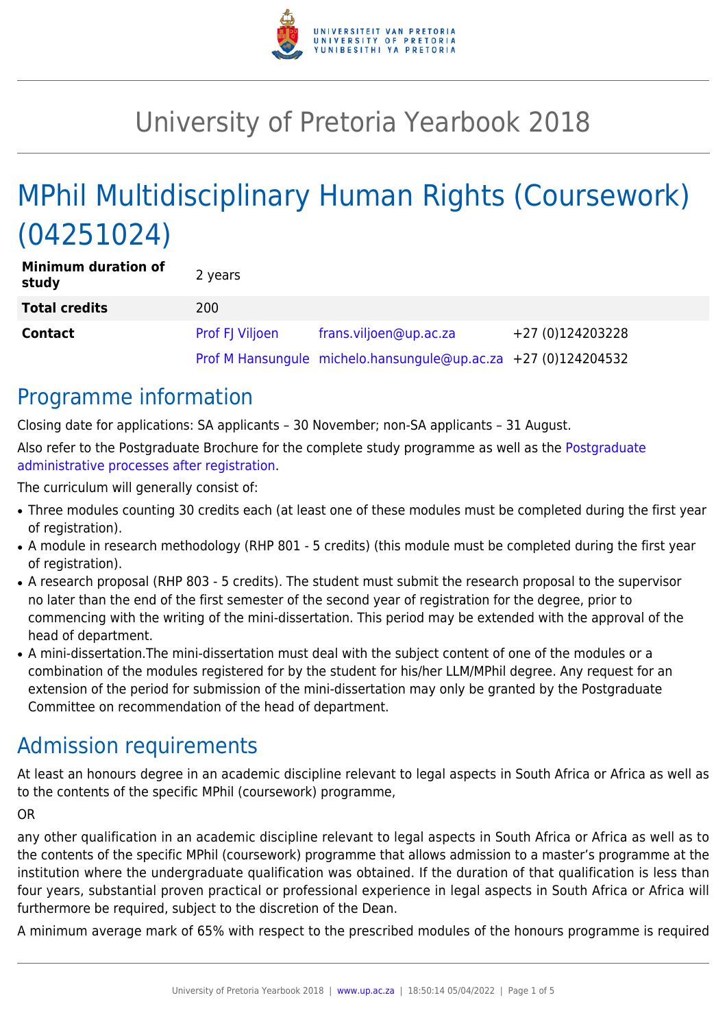# University of Pretoria Yearbook 2018

## MPhil Multidisciplinary Human Rights (Coursework) (04251024)

| | | | |
|---|---|---|---|
| **Minimum duration of study** | 2 years | | |
| **Total credits** | 200 | | |
| **Contact** | Prof FJ Viljoen | frans.viljoen@up.ac.za | +27 (0)124203228 |
| | Prof M Hansungule | michelo.hansungule@up.ac.za | +27 (0)124204532 |

## Programme information

Closing date for applications: SA applicants – 30 November; non-SA applicants – 31 August.

Also refer to the Postgraduate Brochure for the complete study programme as well as the Postgraduate administrative processes after registration.

The curriculum will generally consist of:

- Three modules counting 30 credits each (at least one of these modules must be completed during the first year of registration).
- A module in research methodology (RHP 801 - 5 credits) (this module must be completed during the first year of registration).
- A research proposal (RHP 803 - 5 credits). The student must submit the research proposal to the supervisor no later than the end of the first semester of the second year of registration for the degree, prior to commencing with the writing of the mini-dissertation. This period may be extended with the approval of the head of department.
- A mini-dissertation.The mini-dissertation must deal with the subject content of one of the modules or a combination of the modules registered for by the student for his/her LLM/MPhil degree. Any request for an extension of the period for submission of the mini-dissertation may only be granted by the Postgraduate Committee on recommendation of the head of department.

## Admission requirements

At least an honours degree in an academic discipline relevant to legal aspects in South Africa or Africa as well as to the contents of the specific MPhil (coursework) programme,

OR

any other qualification in an academic discipline relevant to legal aspects in South Africa or Africa as well as to the contents of the specific MPhil (coursework) programme that allows admission to a master's programme at the institution where the undergraduate qualification was obtained. If the duration of that qualification is less than four years, substantial proven practical or professional experience in legal aspects in South Africa or Africa will furthermore be required, subject to the discretion of the Dean.

A minimum average mark of 65% with respect to the prescribed modules of the honours programme is required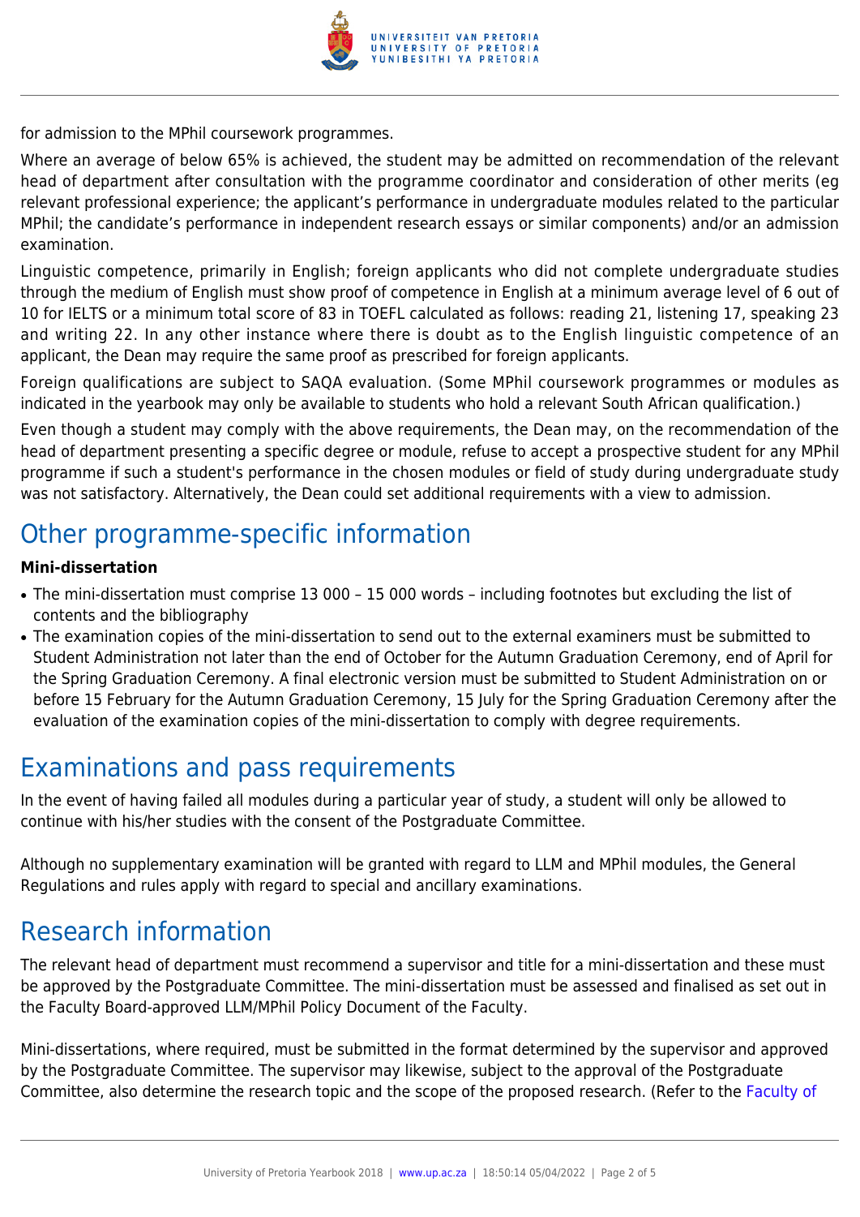for admission to the MPhil coursework programmes.

Where an average of below 65% is achieved, the student may be admitted on recommendation of the relevant head of department after consultation with the programme coordinator and consideration of other merits (eg relevant professional experience; the applicant's performance in undergraduate modules related to the particular MPhil; the candidate's performance in independent research essays or similar components) and/or an admission examination.

Linguistic competence, primarily in English; foreign applicants who did not complete undergraduate studies through the medium of English must show proof of competence in English at a minimum average level of 6 out of 10 for IELTS or a minimum total score of 83 in TOEFL calculated as follows: reading 21, listening 17, speaking 23 and writing 22. In any other instance where there is doubt as to the English linguistic competence of an applicant, the Dean may require the same proof as prescribed for foreign applicants.

Foreign qualifications are subject to SAQA evaluation. (Some MPhil coursework programmes or modules as indicated in the yearbook may only be available to students who hold a relevant South African qualification.)

Even though a student may comply with the above requirements, the Dean may, on the recommendation of the head of department presenting a specific degree or module, refuse to accept a prospective student for any MPhil programme if such a student's performance in the chosen modules or field of study during undergraduate study was not satisfactory. Alternatively, the Dean could set additional requirements with a view to admission.

## Other programme-specific information

**Mini-dissertation**

- The mini-dissertation must comprise 13 000 – 15 000 words – including footnotes but excluding the list of contents and the bibliography
- The examination copies of the mini-dissertation to send out to the external examiners must be submitted to Student Administration not later than the end of October for the Autumn Graduation Ceremony, end of April for the Spring Graduation Ceremony. A final electronic version must be submitted to Student Administration on or before 15 February for the Autumn Graduation Ceremony, 15 July for the Spring Graduation Ceremony after the evaluation of the examination copies of the mini-dissertation to comply with degree requirements.

## Examinations and pass requirements

In the event of having failed all modules during a particular year of study, a student will only be allowed to continue with his/her studies with the consent of the Postgraduate Committee.

Although no supplementary examination will be granted with regard to LLM and MPhil modules, the General Regulations and rules apply with regard to special and ancillary examinations.

## Research information

The relevant head of department must recommend a supervisor and title for a mini-dissertation and these must be approved by the Postgraduate Committee. The mini-dissertation must be assessed and finalised as set out in the Faculty Board-approved LLM/MPhil Policy Document of the Faculty.

Mini-dissertations, where required, must be submitted in the format determined by the supervisor and approved by the Postgraduate Committee. The supervisor may likewise, subject to the approval of the Postgraduate Committee, also determine the research topic and the scope of the proposed research. (Refer to the Faculty of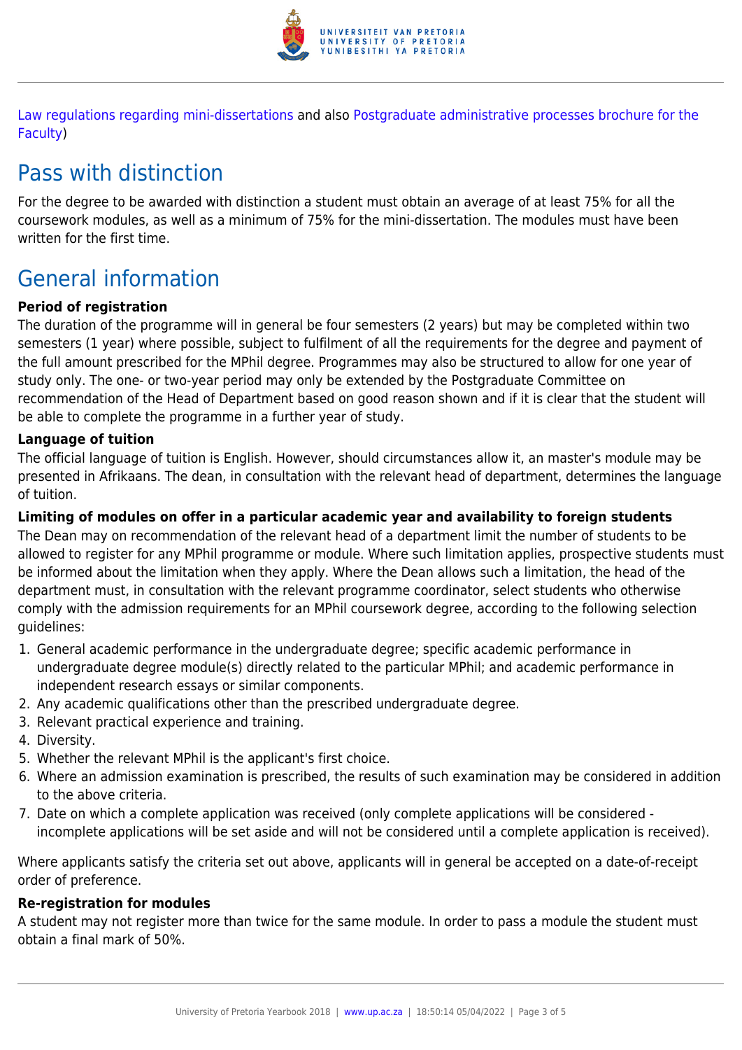Law regulations regarding mini-dissertations and also Postgraduate administrative processes brochure for the Faculty)

## Pass with distinction

For the degree to be awarded with distinction a student must obtain an average of at least 75% for all the coursework modules, as well as a minimum of 75% for the mini-dissertation. The modules must have been written for the first time.

## General information

**Period of registration**

The duration of the programme will in general be four semesters (2 years) but may be completed within two semesters (1 year) where possible, subject to fulfilment of all the requirements for the degree and payment of the full amount prescribed for the MPhil degree. Programmes may also be structured to allow for one year of study only. The one- or two-year period may only be extended by the Postgraduate Committee on recommendation of the Head of Department based on good reason shown and if it is clear that the student will be able to complete the programme in a further year of study.

**Language of tuition**

The official language of tuition is English. However, should circumstances allow it, an master's module may be presented in Afrikaans. The dean, in consultation with the relevant head of department, determines the language of tuition.

**Limiting of modules on offer in a particular academic year and availability to foreign students**

The Dean may on recommendation of the relevant head of a department limit the number of students to be allowed to register for any MPhil programme or module. Where such limitation applies, prospective students must be informed about the limitation when they apply. Where the Dean allows such a limitation, the head of the department must, in consultation with the relevant programme coordinator, select students who otherwise comply with the admission requirements for an MPhil coursework degree, according to the following selection guidelines:

1. General academic performance in the undergraduate degree; specific academic performance in undergraduate degree module(s) directly related to the particular MPhil; and academic performance in independent research essays or similar components.
2. Any academic qualifications other than the prescribed undergraduate degree.
3. Relevant practical experience and training.
4. Diversity.
5. Whether the relevant MPhil is the applicant's first choice.
6. Where an admission examination is prescribed, the results of such examination may be considered in addition to the above criteria.
7. Date on which a complete application was received (only complete applications will be considered - incomplete applications will be set aside and will not be considered until a complete application is received).

Where applicants satisfy the criteria set out above, applicants will in general be accepted on a date-of-receipt order of preference.

**Re-registration for modules**

A student may not register more than twice for the same module. In order to pass a module the student must obtain a final mark of 50%.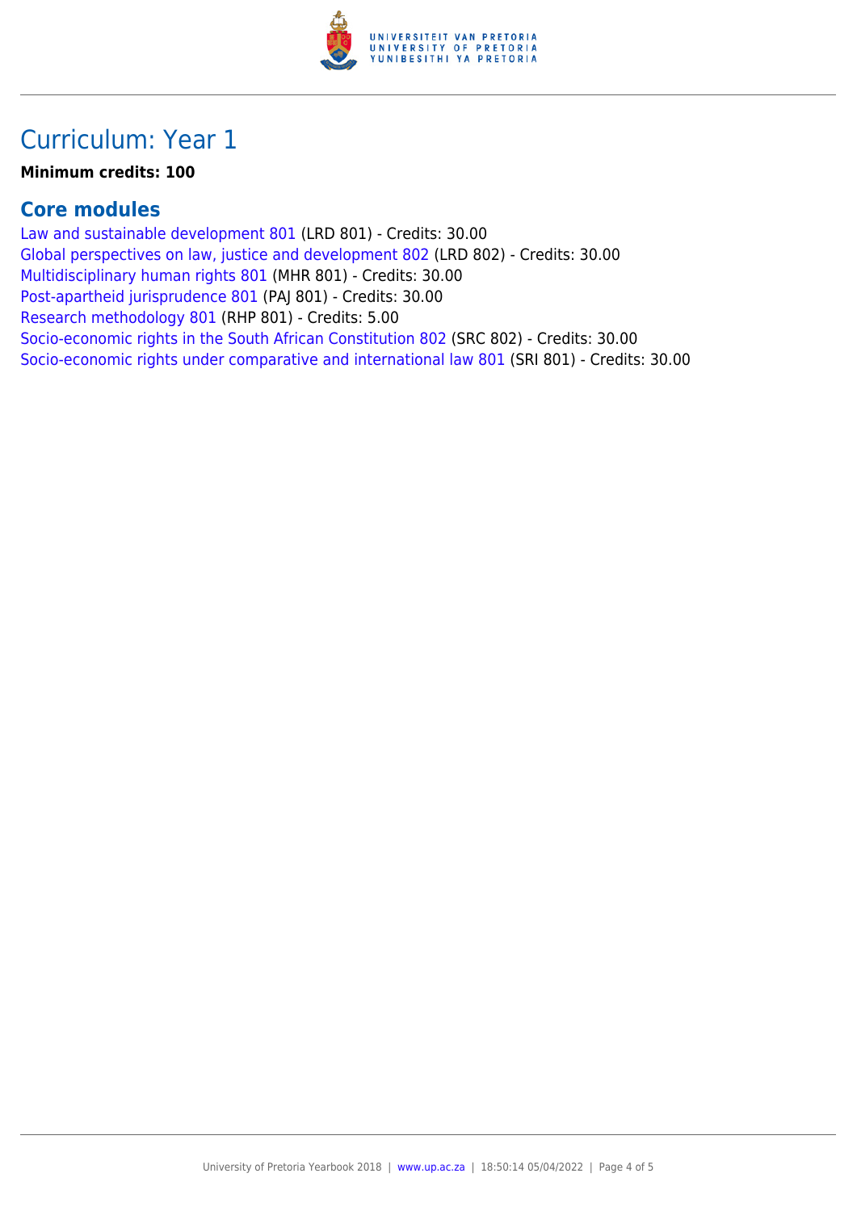# Curriculum: Year 1

**Minimum credits: 100**

## Core modules

Law and sustainable development 801 (LRD 801) - Credits: 30.00
Global perspectives on law, justice and development 802 (LRD 802) - Credits: 30.00
Multidisciplinary human rights 801 (MHR 801) - Credits: 30.00
Post-apartheid jurisprudence 801 (PAJ 801) - Credits: 30.00
Research methodology 801 (RHP 801) - Credits: 5.00
Socio-economic rights in the South African Constitution 802 (SRC 802) - Credits: 30.00
Socio-economic rights under comparative and international law 801 (SRI 801) - Credits: 30.00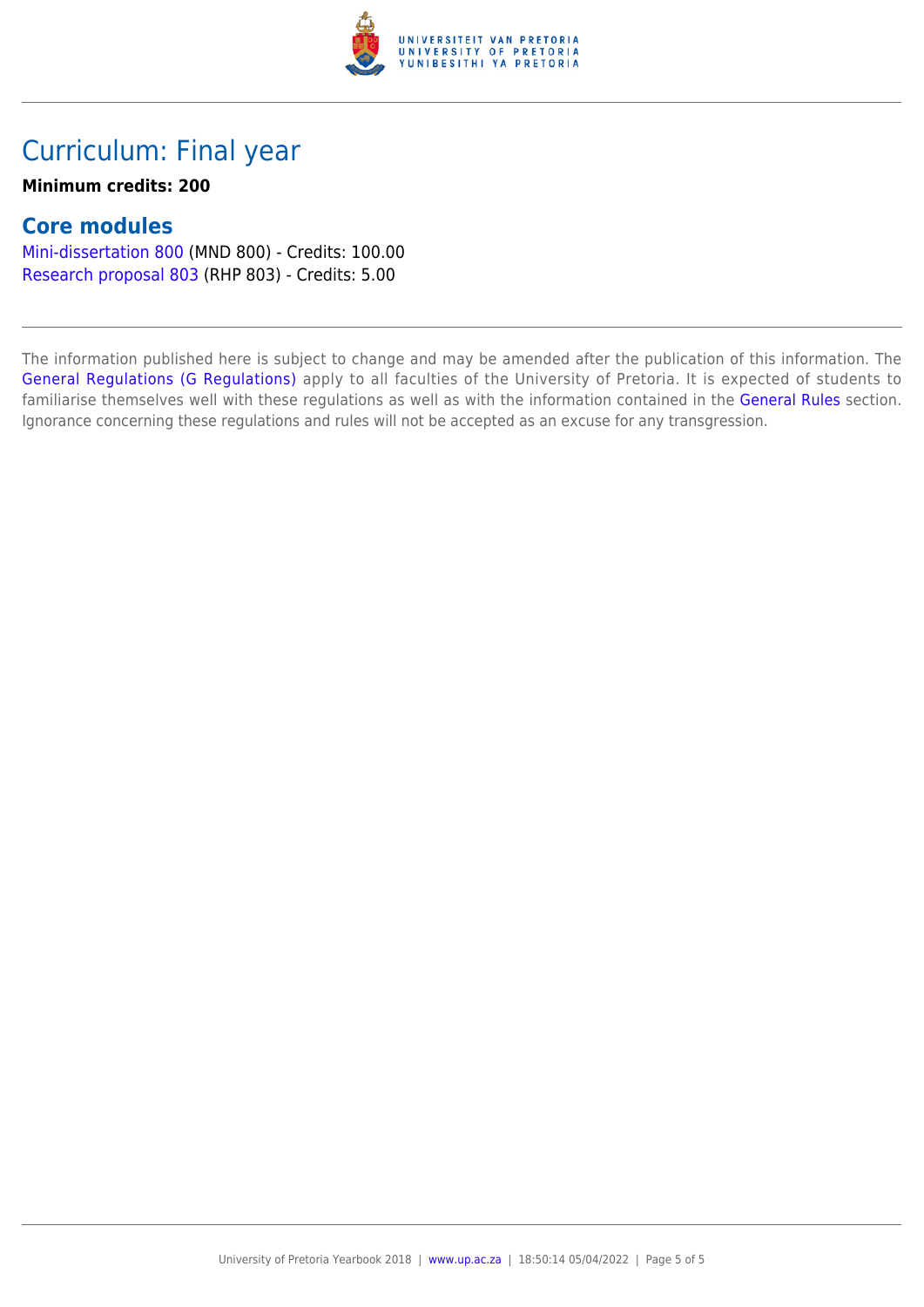# Curriculum: Final year

**Minimum credits: 200**

## Core modules

Mini-dissertation 800 (MND 800) - Credits: 100.00
Research proposal 803 (RHP 803) - Credits: 5.00

---

The information published here is subject to change and may be amended after the publication of this information. The General Regulations (G Regulations) apply to all faculties of the University of Pretoria. It is expected of students to familiarise themselves well with these regulations as well as with the information contained in the General Rules section. Ignorance concerning these regulations and rules will not be accepted as an excuse for any transgression.